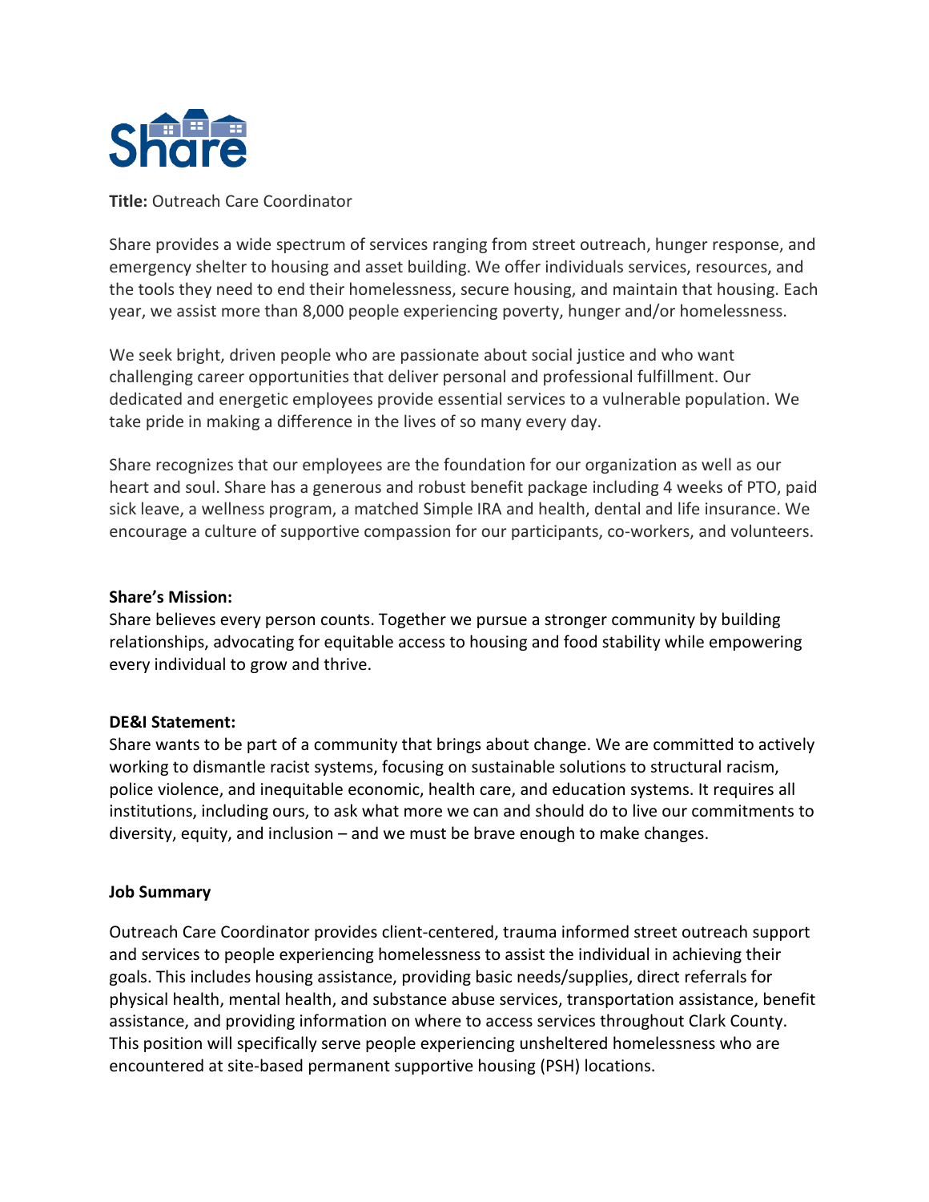Share

**Title:** Outreach Care Coordinator

Share provides a wide spectrum of services ranging from street outreach, hunger response, and emergency shelter to housing and asset building. We offer individuals services, resources, and the tools they need to end their homelessness, secure housing, and maintain that housing. Each year, we assist more than 8,000 people experiencing poverty, hunger and/or homelessness.

We seek bright, driven people who are passionate about social justice and who want challenging career opportunities that deliver personal and professional fulfillment. Our dedicated and energetic employees provide essential services to a vulnerable population. We take pride in making a difference in the lives of so many every day.

Share recognizes that our employees are the foundation for our organization as well as our heart and soul. Share has a generous and robust benefit package including 4 weeks of PTO, paid sick leave, a wellness program, a matched Simple IRA and health, dental and life insurance. We encourage a culture of supportive compassion for our participants, co-workers, and volunteers.

**Share's Mission:**
Share believes every person counts. Together we pursue a stronger community by building relationships, advocating for equitable access to housing and food stability while empowering every individual to grow and thrive.

**DE&I Statement:**
Share wants to be part of a community that brings about change. We are committed to actively working to dismantle racist systems, focusing on sustainable solutions to structural racism, police violence, and inequitable economic, health care, and education systems. It requires all institutions, including ours, to ask what more we can and should do to live our commitments to diversity, equity, and inclusion – and we must be brave enough to make changes.

**Job Summary**

Outreach Care Coordinator provides client-centered, trauma informed street outreach support and services to people experiencing homelessness to assist the individual in achieving their goals. This includes housing assistance, providing basic needs/supplies, direct referrals for physical health, mental health, and substance abuse services, transportation assistance, benefit assistance, and providing information on where to access services throughout Clark County. This position will specifically serve people experiencing unsheltered homelessness who are encountered at site-based permanent supportive housing (PSH) locations.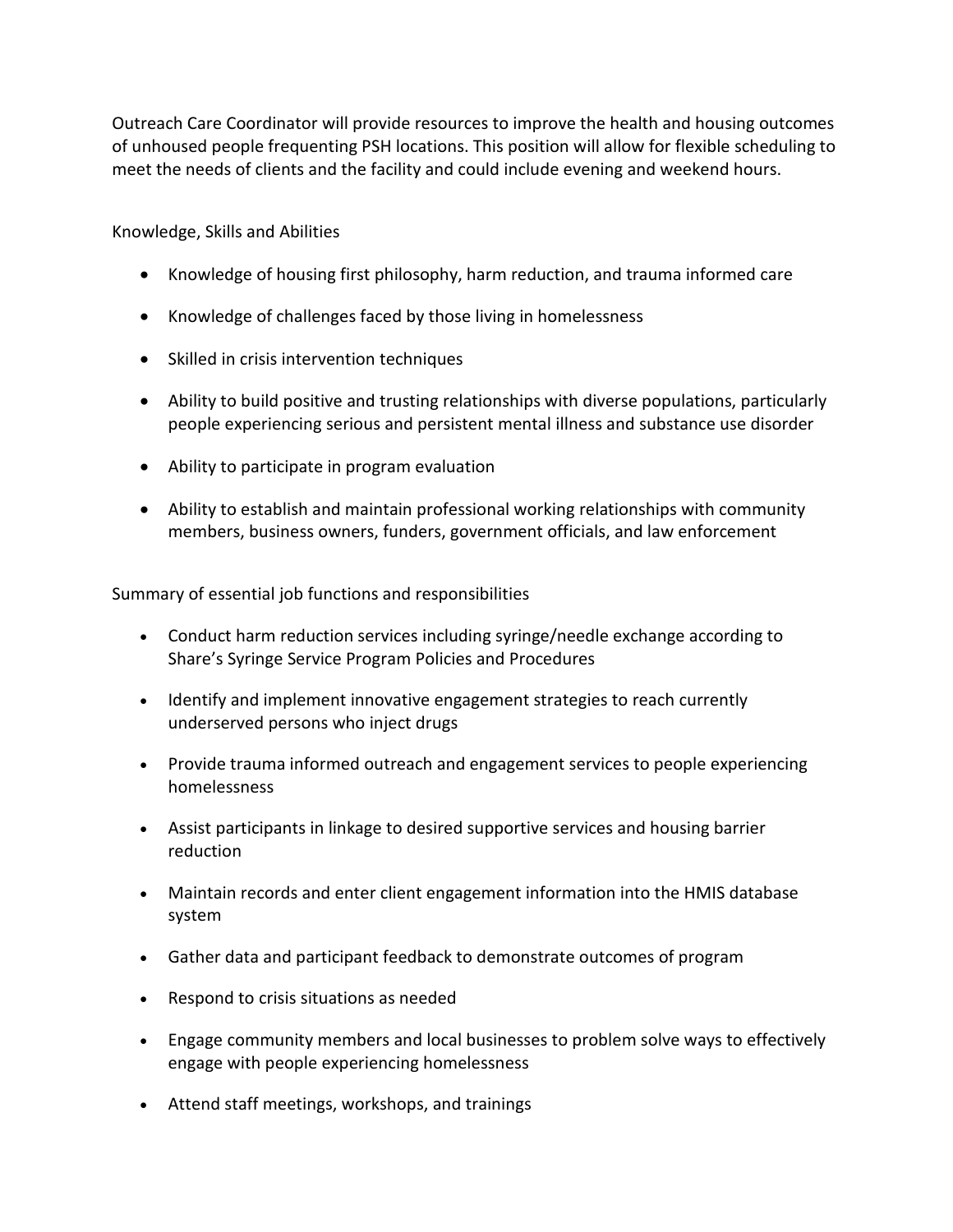Outreach Care Coordinator will provide resources to improve the health and housing outcomes of unhoused people frequenting PSH locations. This position will allow for flexible scheduling to meet the needs of clients and the facility and could include evening and weekend hours.

Knowledge, Skills and Abilities

- Knowledge of housing first philosophy, harm reduction, and trauma informed care
- Knowledge of challenges faced by those living in homelessness
- Skilled in crisis intervention techniques
- Ability to build positive and trusting relationships with diverse populations, particularly people experiencing serious and persistent mental illness and substance use disorder
- Ability to participate in program evaluation
- Ability to establish and maintain professional working relationships with community members, business owners, funders, government officials, and law enforcement

Summary of essential job functions and responsibilities

- Conduct harm reduction services including syringe/needle exchange according to Share's Syringe Service Program Policies and Procedures
- Identify and implement innovative engagement strategies to reach currently underserved persons who inject drugs
- Provide trauma informed outreach and engagement services to people experiencing homelessness
- Assist participants in linkage to desired supportive services and housing barrier reduction
- Maintain records and enter client engagement information into the HMIS database system
- Gather data and participant feedback to demonstrate outcomes of program
- Respond to crisis situations as needed
- Engage community members and local businesses to problem solve ways to effectively engage with people experiencing homelessness
- Attend staff meetings, workshops, and trainings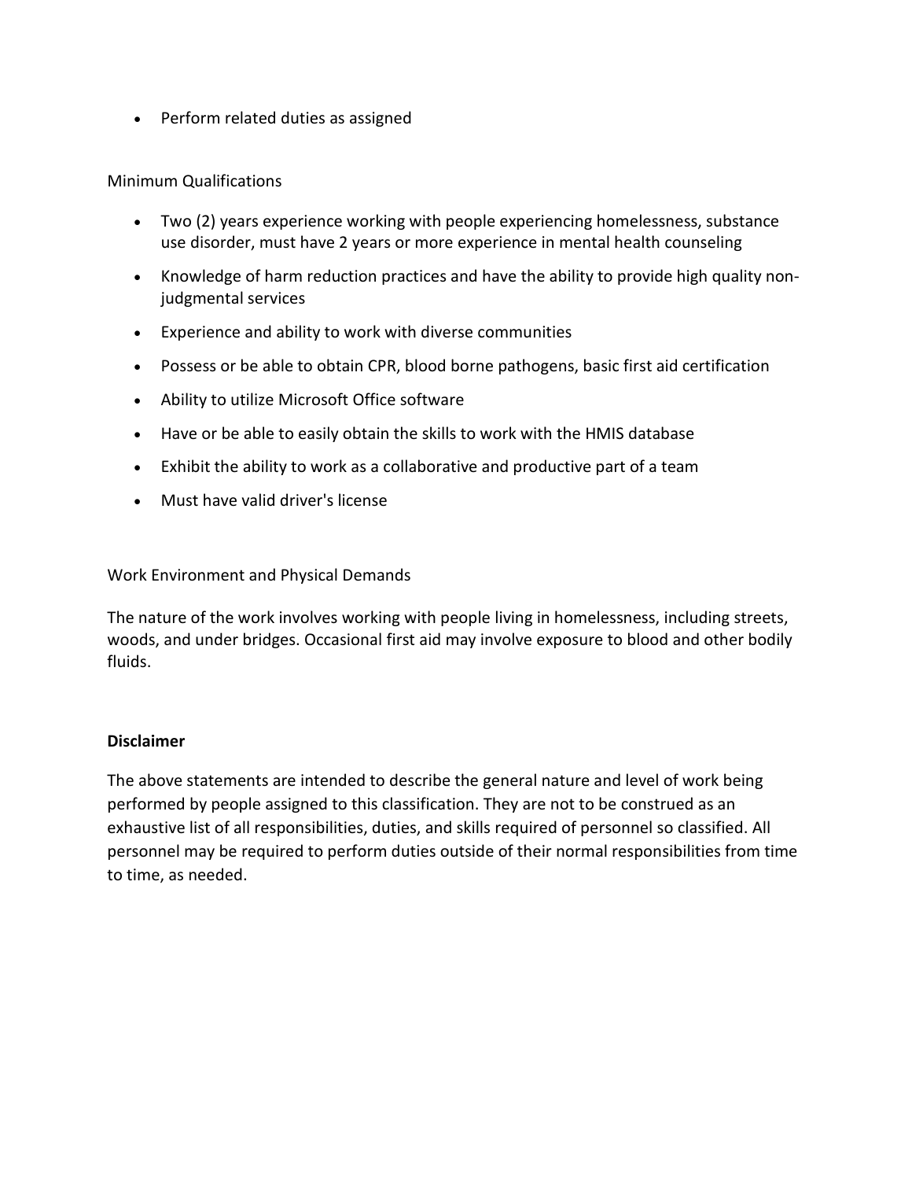- Perform related duties as assigned

Minimum Qualifications

- Two (2) years experience working with people experiencing homelessness, substance use disorder, must have 2 years or more experience in mental health counseling
- Knowledge of harm reduction practices and have the ability to provide high quality non-judgmental services
- Experience and ability to work with diverse communities
- Possess or be able to obtain CPR, blood borne pathogens, basic first aid certification
- Ability to utilize Microsoft Office software
- Have or be able to easily obtain the skills to work with the HMIS database
- Exhibit the ability to work as a collaborative and productive part of a team
- Must have valid driver's license

Work Environment and Physical Demands

The nature of the work involves working with people living in homelessness, including streets, woods, and under bridges. Occasional first aid may involve exposure to blood and other bodily fluids.

**Disclaimer**

The above statements are intended to describe the general nature and level of work being performed by people assigned to this classification. They are not to be construed as an exhaustive list of all responsibilities, duties, and skills required of personnel so classified. All personnel may be required to perform duties outside of their normal responsibilities from time to time, as needed.